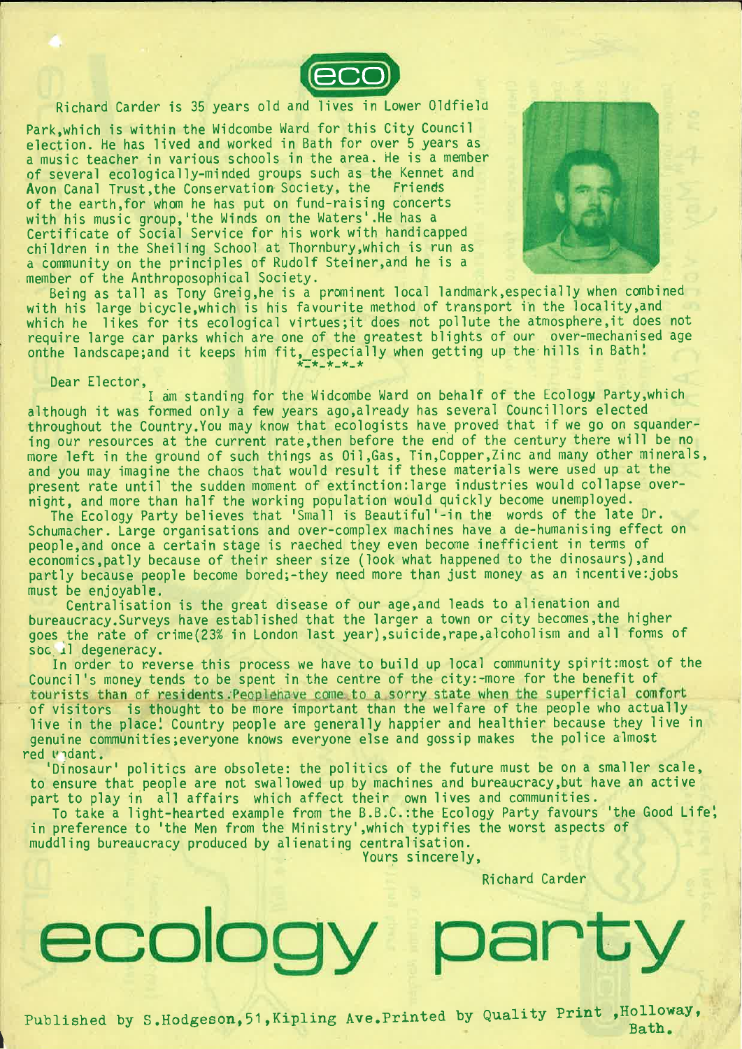eco

Richard Carder is 35 years old and lives in Lower Oldfield Park,which is within the Widcombe Ward for this City Council election. He has lived and worked in Bath for over 5 years as a music teacher in various schools in the area. He is a member of several ecologically-minded groups such as the Kennet and Avon Canal Trust,the Conservation Society, the Friends of the earth,for whom he has put on fund-raising concerts with his music group,'the Winds on the Waters'.He has a Certificate of Social Service for his work with handicapped children in the Sheiling School at Thornbury,which is run as a community on the principles of Rudolf Steiner,and he is a member of the Anthroposophical Society.

Being as tall as Tony Greig,he is a prominent local landmark,especially when combined with his large bicycle,which is his favourite method of transport in the locality,and which he likes for its ecological virtues;it does not pollute the atmosphere,it does not require large car parks which are one of the greatest blights of our over-mechanised age onthe landscape;and it keeps him fit, especially when getting up the hills in Bath!

*-*-*-*-*

Dear Elector,

I am standing for the Widcombe Ward on behalf of the Ecology Party,which although it was formed only a few years ago,already has several Councillors elected throughout the Country.You may know that ecologists have proved that if we go on squandering our resources at the current rate,then before the end of the century there will be no more left in the ground of such things as Oil,Gas, Tin,Copper,Zinc and many other minerals, and you may imagine the chaos that would result if these materials were used up at the present rate until the sudden moment of extinction:large industries would collapse overnight, and more than half the working population would quickly become unemployed.

The Ecology Party believes that 'Small is Beautiful'-in the words of the late Dr. Schumacher. Large organisations and over-complex machines have a de-humanising effect on people,and once a certain stage is raeched they even become inefficient in terms of economics,patly because of their sheer size (look what happened to the dinosaurs),and partly because people become bored;-they need more than just money as an incentive:jobs must be enjoyable.

Centralisation is the great disease of our age,and leads to alienation and bureaucracy.Surveys have established that the larger a town or city becomes,the higher goes the rate of crime(23% in London last year),suicide,rape,alcoholism and all forms of social degeneracy.

In order to reverse this process we have to build up local community spirit:most of the Council's money tends to be spent in the centre of the city:-more for the benefit of tourists than of residents.Peoplehave come to a sorry state when the superficial comfort of visitors is thought to be more important than the welfare of the people who actually live in the place! Country people are generally happier and healthier because they live in genuine communities;everyone knows everyone else and gossip makes the police almost redundant.

'Dinosaur' politics are obsolete: the politics of the future must be on a smaller scale, to ensure that people are not swallowed up by machines and bureaucracy,but have an active part to play in all affairs which affect their own lives and communities.

To take a light-hearted example from the B.B.C.:the Ecology Party favours 'the Good Life', in preference to 'the Men from the Ministry',which typifies the worst aspects of muddling bureaucracy produced by alienating centralisation.

Yours sincerely,

Richard Carder

# ecology party

Published by S.Hodgeson,51,Kipling Ave.Printed by Quality Print ,Holloway, Bath.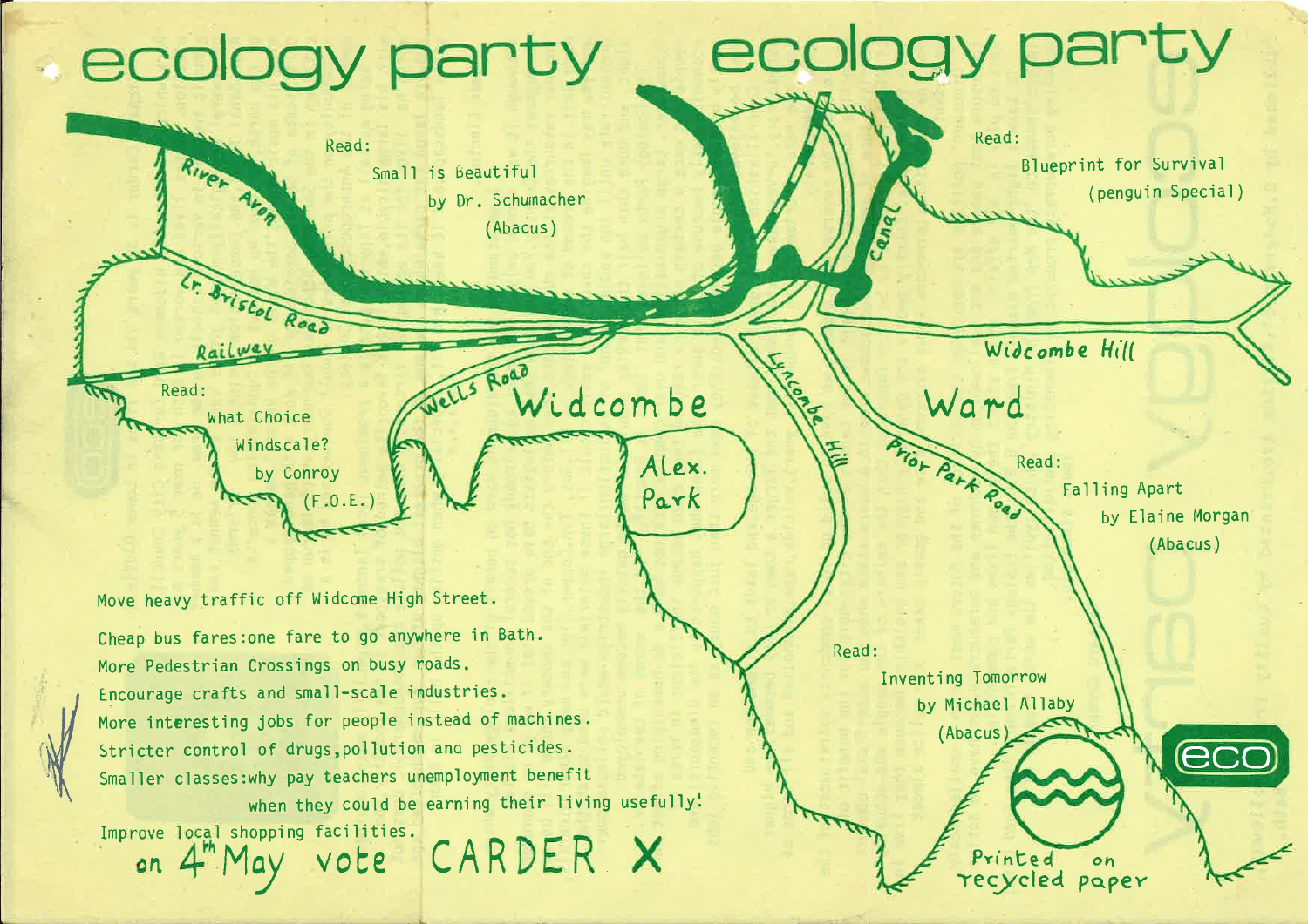# ecology party ecology party

River Avon

Lr. Bristol Road

Railway

Wells Road

Canal

Widcombe Hill

Lyncombe Hill

Prior Park Road

Widcombe Ward

Alex. Park

Read:
Small is Beautiful
by Dr. Schumacher
(Abacus)

Read:
Blueprint for Survival
(penguin Special)

Read:
What Choice
Windscale?
by Conroy
(F.O.E.)

Read:
Falling Apart
by Elaine Morgan
(Abacus)

Read:
Inventing Tomorrow
by Michael Allaby
(Abacus)

Move heavy traffic off Widcome High Street.

Cheap bus fares:one fare to go anywhere in Bath.
More Pedestrian Crossings on busy roads.
Encourage crafts and small-scale industries.
More interesting jobs for people instead of machines.
Stricter control of drugs,pollution and pesticides.
Smaller classes:why pay teachers unemployment benefit
when they could be earning their living usefully!
Improve local shopping facilities.

on 4th May vote CARDER X

eco

Printed on recycled paper